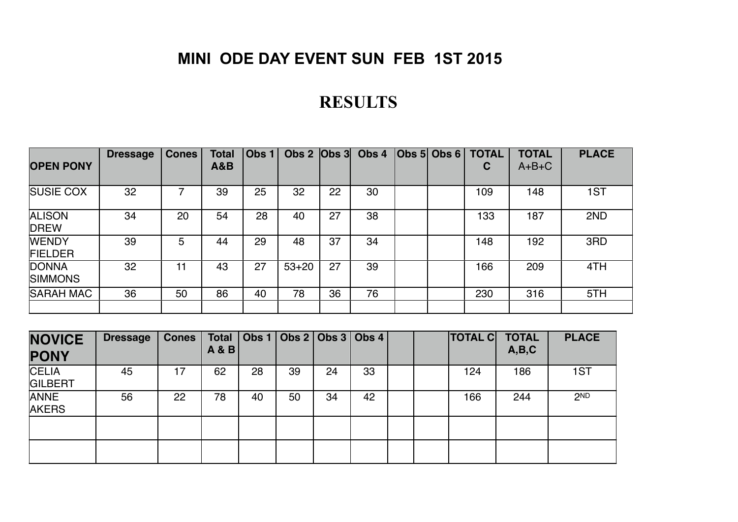# MINI ODE DAY EVENT SUN FEB 1ST 2015

## RESULTS

| OPEN PONY | Dressage | Cones | Total A&B | Obs 1 | Obs 2 | Obs 3 | Obs 4 | Obs 5 | Obs 6 | TOTAL C | TOTAL A+B+C | PLACE |
|---|---|---|---|---|---|---|---|---|---|---|---|---|
| SUSIE COX | 32 | 7 | 39 | 25 | 32 | 22 | 30 | | | 109 | 148 | 1ST |
| ALISON DREW | 34 | 20 | 54 | 28 | 40 | 27 | 38 | | | 133 | 187 | 2ND |
| WENDY FIELDER | 39 | 5 | 44 | 29 | 48 | 37 | 34 | | | 148 | 192 | 3RD |
| DONNA SIMMONS | 32 | 11 | 43 | 27 | 53+20 | 27 | 39 | | | 166 | 209 | 4TH |
| SARAH MAC | 36 | 50 | 86 | 40 | 78 | 36 | 76 | | | 230 | 316 | 5TH |
| | | | | | | | | | | | | |

| NOVICE PONY | Dressage | Cones | Total A & B | Obs 1 | Obs 2 | Obs 3 | Obs 4 | | | TOTAL C | TOTAL A,B,C | PLACE |
|---|---|---|---|---|---|---|---|---|---|---|---|---|
| CELIA GILBERT | 45 | 17 | 62 | 28 | 39 | 24 | 33 | | | 124 | 186 | 1ST |
| ANNE AKERS | 56 | 22 | 78 | 40 | 50 | 34 | 42 | | | 166 | 244 | 2ND |
| | | | | | | | | | | | | |
| | | | | | | | | | | | | |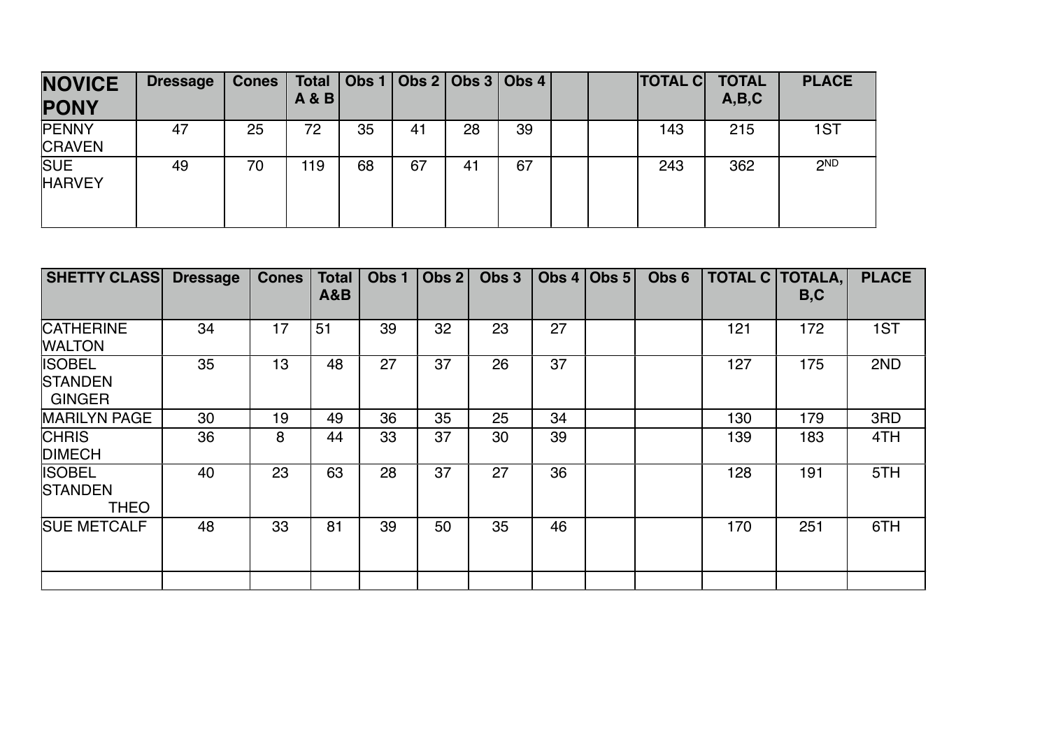| NOVICE PONY | Dressage | Cones | Total A & B | Obs 1 | Obs 2 | Obs 3 | Obs 4 | | | TOTAL C | TOTAL A,B,C | PLACE |
|---|---|---|---|---|---|---|---|---|---|---|---|---|
| PENNY CRAVEN | 47 | 25 | 72 | 35 | 41 | 28 | 39 | | | 143 | 215 | 1ST |
| SUE HARVEY | 49 | 70 | 119 | 68 | 67 | 41 | 67 | | | 243 | 362 | 2ND |

| SHETTY CLASS | Dressage | Cones | Total A&B | Obs 1 | Obs 2 | Obs 3 | Obs 4 | Obs 5 | Obs 6 | TOTAL C | TOTALA, B,C | PLACE |
|---|---|---|---|---|---|---|---|---|---|---|---|---|
| CATHERINE WALTON | 34 | 17 | 51 | 39 | 32 | 23 | 27 | | | 121 | 172 | 1ST |
| ISOBEL STANDEN GINGER | 35 | 13 | 48 | 27 | 37 | 26 | 37 | | | 127 | 175 | 2ND |
| MARILYN PAGE | 30 | 19 | 49 | 36 | 35 | 25 | 34 | | | 130 | 179 | 3RD |
| CHRIS DIMECH | 36 | 8 | 44 | 33 | 37 | 30 | 39 | | | 139 | 183 | 4TH |
| ISOBEL STANDEN THEO | 40 | 23 | 63 | 28 | 37 | 27 | 36 | | | 128 | 191 | 5TH |
| SUE METCALF | 48 | 33 | 81 | 39 | 50 | 35 | 46 | | | 170 | 251 | 6TH |
| | | | | | | | | | | | | |